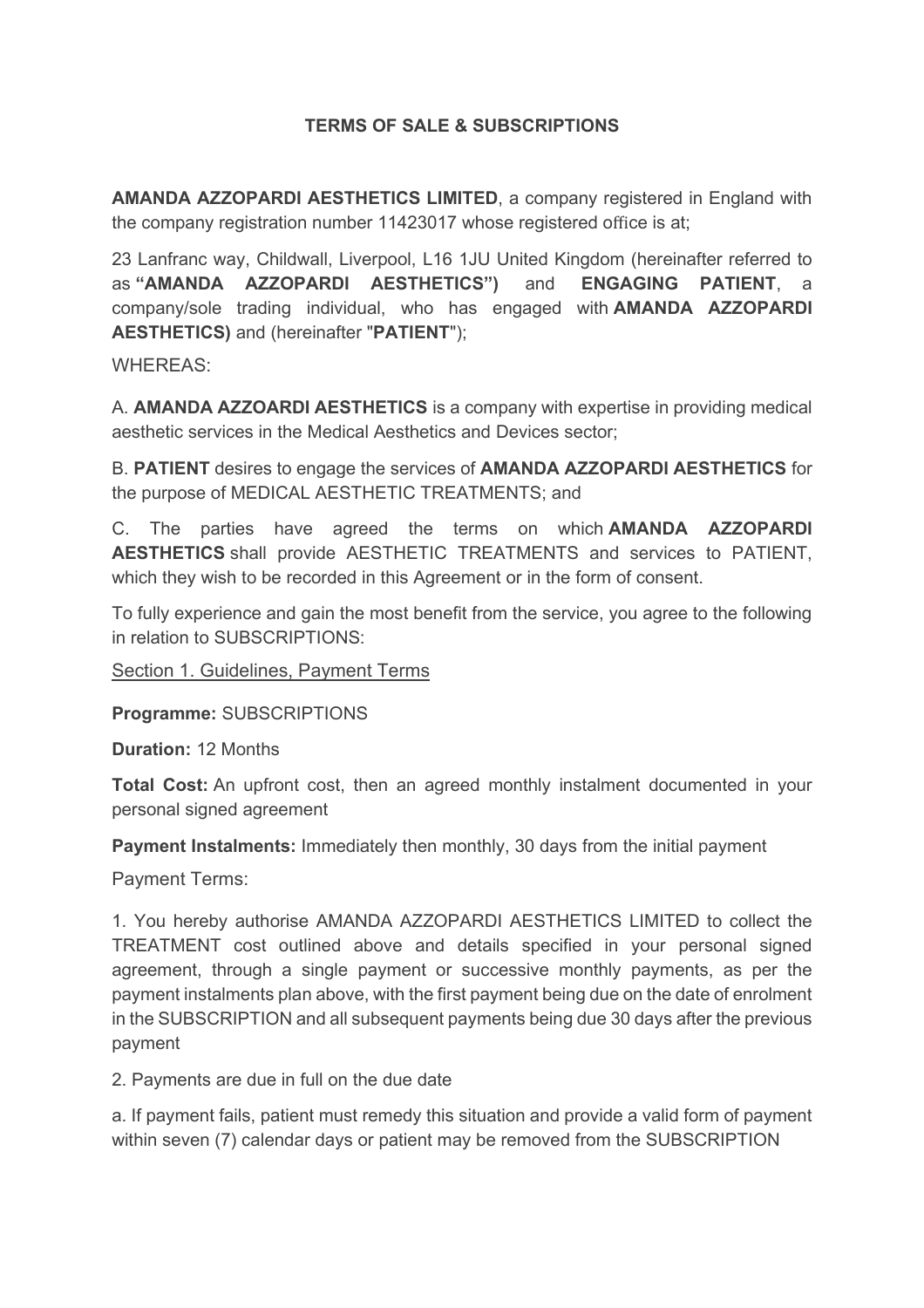**TERMS OF SALE & SUBSCRIPTIONS**

**AMANDA AZZOPARDI AESTHETICS LIMITED**, a company registered in England with the company registration number 11423017 whose registered office is at;

23 Lanfranc way, Childwall, Liverpool, L16 1JU United Kingdom (hereinafter referred to as **"AMANDA AZZOPARDI AESTHETICS")** and **ENGAGING PATIENT**, a company/sole trading individual, who has engaged with **AMANDA AZZOPARDI AESTHETICS)** and (hereinafter "**PATIENT**");

WHEREAS:

A. **AMANDA AZZOARDI AESTHETICS** is a company with expertise in providing medical aesthetic services in the Medical Aesthetics and Devices sector;

B. **PATIENT** desires to engage the services of **AMANDA AZZOPARDI AESTHETICS** for the purpose of MEDICAL AESTHETIC TREATMENTS; and

C. The parties have agreed the terms on which **AMANDA AZZOPARDI AESTHETICS** shall provide AESTHETIC TREATMENTS and services to PATIENT, which they wish to be recorded in this Agreement or in the form of consent.

To fully experience and gain the most benefit from the service, you agree to the following in relation to SUBSCRIPTIONS:

Section 1. Guidelines, Payment Terms

**Programme:** SUBSCRIPTIONS

**Duration:** 12 Months

**Total Cost:** An upfront cost, then an agreed monthly instalment documented in your personal signed agreement

**Payment Instalments:** Immediately then monthly, 30 days from the initial payment

Payment Terms:

1. You hereby authorise AMANDA AZZOPARDI AESTHETICS LIMITED to collect the TREATMENT cost outlined above and details specified in your personal signed agreement, through a single payment or successive monthly payments, as per the payment instalments plan above, with the first payment being due on the date of enrolment in the SUBSCRIPTION and all subsequent payments being due 30 days after the previous payment

2. Payments are due in full on the due date

a. If payment fails, patient must remedy this situation and provide a valid form of payment within seven (7) calendar days or patient may be removed from the SUBSCRIPTION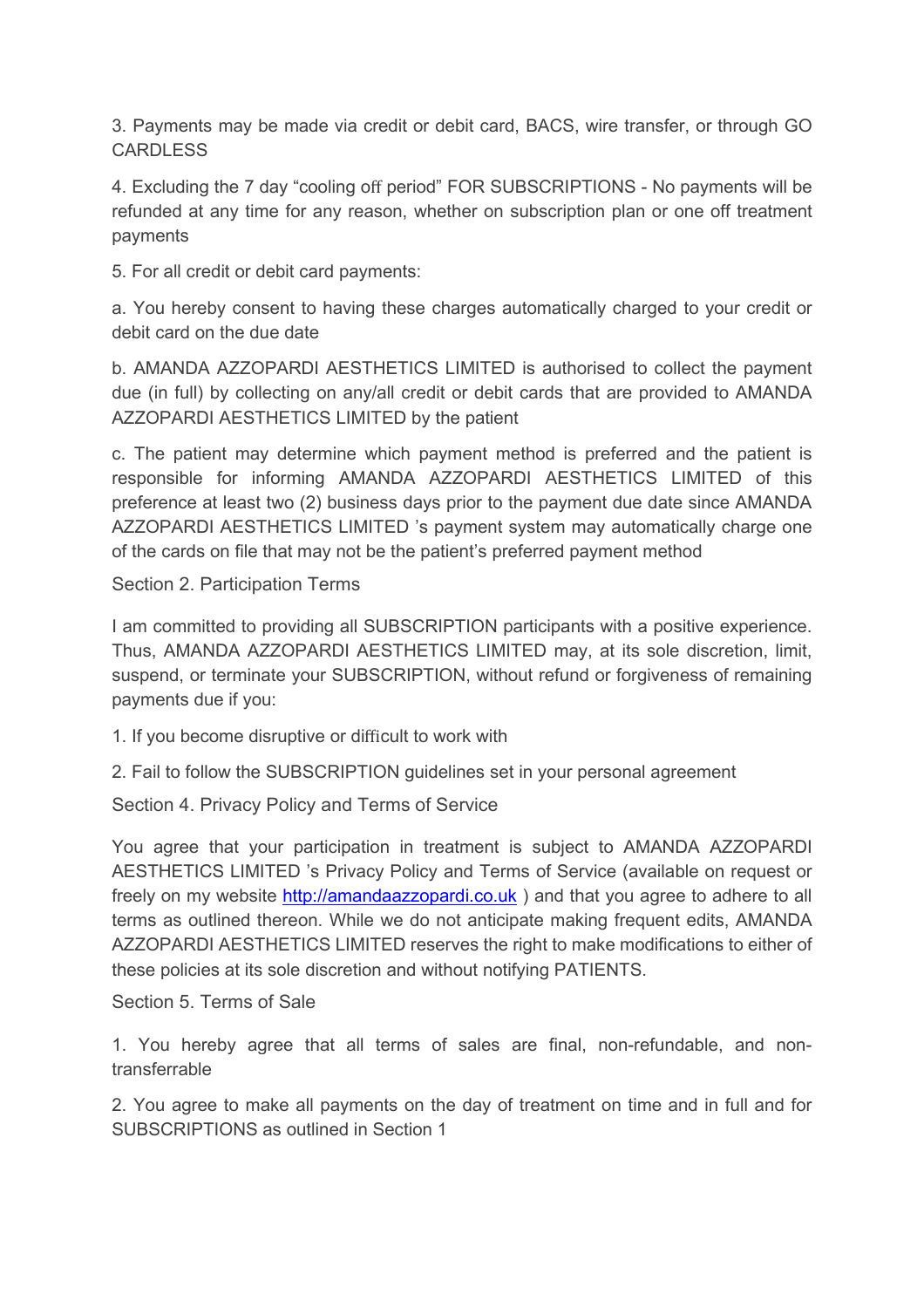3. Payments may be made via credit or debit card, BACS, wire transfer, or through GO CARDLESS

4. Excluding the 7 day "cooling off period" FOR SUBSCRIPTIONS - No payments will be refunded at any time for any reason, whether on subscription plan or one off treatment payments

5. For all credit or debit card payments:

a. You hereby consent to having these charges automatically charged to your credit or debit card on the due date

b. AMANDA AZZOPARDI AESTHETICS LIMITED is authorised to collect the payment due (in full) by collecting on any/all credit or debit cards that are provided to AMANDA AZZOPARDI AESTHETICS LIMITED by the patient

c. The patient may determine which payment method is preferred and the patient is responsible for informing AMANDA AZZOPARDI AESTHETICS LIMITED of this preference at least two (2) business days prior to the payment due date since AMANDA AZZOPARDI AESTHETICS LIMITED 's payment system may automatically charge one of the cards on file that may not be the patient's preferred payment method

## Section 2. Participation Terms

I am committed to providing all SUBSCRIPTION participants with a positive experience. Thus, AMANDA AZZOPARDI AESTHETICS LIMITED may, at its sole discretion, limit, suspend, or terminate your SUBSCRIPTION, without refund or forgiveness of remaining payments due if you:

1. If you become disruptive or difficult to work with

2. Fail to follow the SUBSCRIPTION guidelines set in your personal agreement

## Section 4. Privacy Policy and Terms of Service

You agree that your participation in treatment is subject to AMANDA AZZOPARDI AESTHETICS LIMITED 's Privacy Policy and Terms of Service (available on request or freely on my website [http://amandaazzopardi.co.uk](http://amandaazzopardi.co.uk) ) and that you agree to adhere to all terms as outlined thereon. While we do not anticipate making frequent edits, AMANDA AZZOPARDI AESTHETICS LIMITED reserves the right to make modifications to either of these policies at its sole discretion and without notifying PATIENTS.

## Section 5. Terms of Sale

1. You hereby agree that all terms of sales are final, non-refundable, and non-transferrable

2. You agree to make all payments on the day of treatment on time and in full and for SUBSCRIPTIONS as outlined in Section 1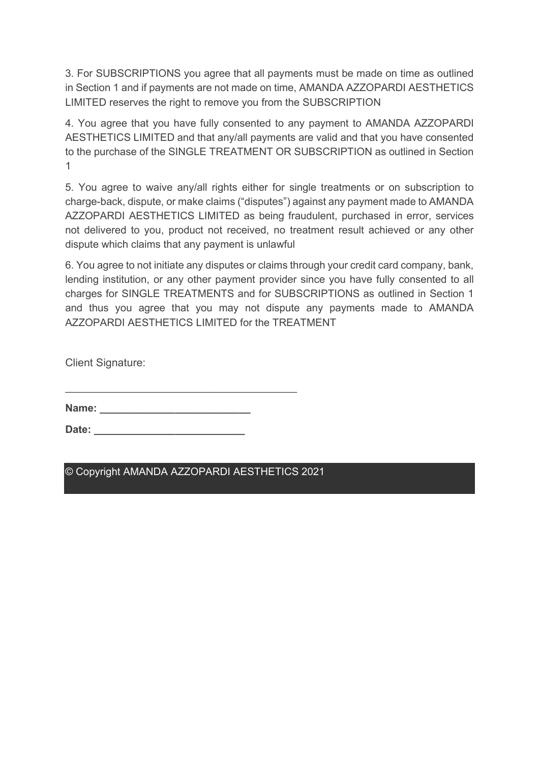3. For SUBSCRIPTIONS you agree that all payments must be made on time as outlined in Section 1 and if payments are not made on time, AMANDA AZZOPARDI AESTHETICS LIMITED reserves the right to remove you from the SUBSCRIPTION

4. You agree that you have fully consented to any payment to AMANDA AZZOPARDI AESTHETICS LIMITED and that any/all payments are valid and that you have consented to the purchase of the SINGLE TREATMENT OR SUBSCRIPTION as outlined in Section 1

5. You agree to waive any/all rights either for single treatments or on subscription to charge-back, dispute, or make claims ("disputes") against any payment made to AMANDA AZZOPARDI AESTHETICS LIMITED as being fraudulent, purchased in error, services not delivered to you, product not received, no treatment result achieved or any other dispute which claims that any payment is unlawful

6. You agree to not initiate any disputes or claims through your credit card company, bank, lending institution, or any other payment provider since you have fully consented to all charges for SINGLE TREATMENTS and for SUBSCRIPTIONS as outlined in Section 1 and thus you agree that you may not dispute any payments made to AMANDA AZZOPARDI AESTHETICS LIMITED for the TREATMENT

Client Signature:

________________________________________

**Name: __________________________**

**Date: __________________________**

© Copyright AMANDA AZZOPARDI AESTHETICS 2021